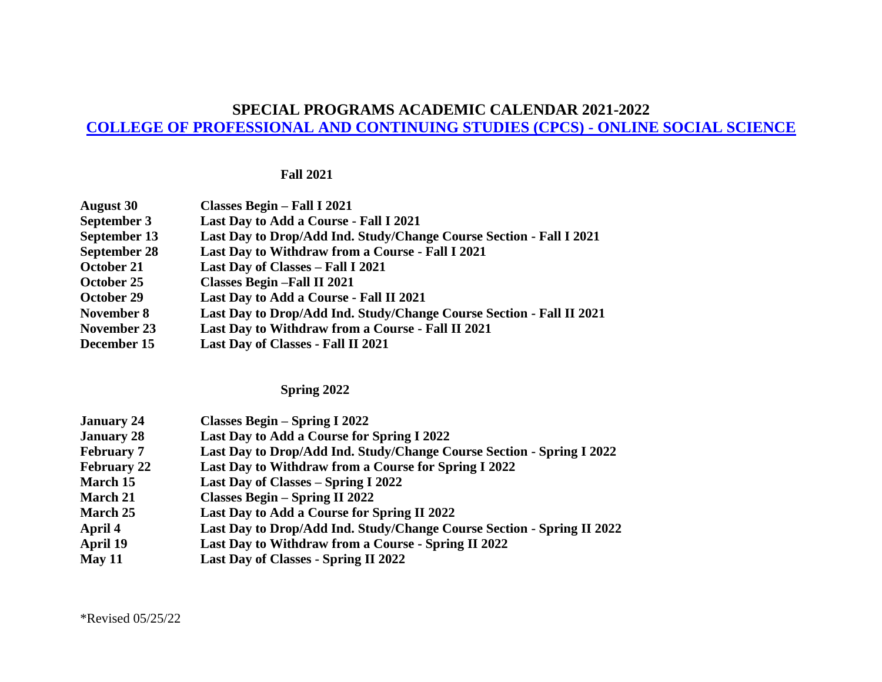# SPECIAL PROGRAMS ACADEMIC CALENDAR 2021-2022

## COLLEGE OF PROFESSIONAL AND CONTINUING STUDIES (CPCS) - ONLINE SOCIAL SCIENCE

### Fall 2021

| | |
|---|---|
| **August 30** | **Classes Begin – Fall I 2021** |
| **September 3** | **Last Day to Add a Course - Fall I 2021** |
| **September 13** | **Last Day to Drop/Add Ind. Study/Change Course Section - Fall I 2021** |
| **September 28** | **Last Day to Withdraw from a Course - Fall I 2021** |
| **October 21** | **Last Day of Classes – Fall I 2021** |
| **October 25** | **Classes Begin –Fall II 2021** |
| **October 29** | **Last Day to Add a Course - Fall II 2021** |
| **November 8** | **Last Day to Drop/Add Ind. Study/Change Course Section - Fall II 2021** |
| **November 23** | **Last Day to Withdraw from a Course - Fall II 2021** |
| **December 15** | **Last Day of Classes - Fall II 2021** |

### Spring 2022

| | |
|---|---|
| **January 24** | **Classes Begin – Spring I 2022** |
| **January 28** | **Last Day to Add a Course for Spring I 2022** |
| **February 7** | **Last Day to Drop/Add Ind. Study/Change Course Section - Spring I 2022** |
| **February 22** | **Last Day to Withdraw from a Course for Spring I 2022** |
| **March 15** | **Last Day of Classes – Spring I 2022** |
| **March 21** | **Classes Begin – Spring II 2022** |
| **March 25** | **Last Day to Add a Course for Spring II 2022** |
| **April 4** | **Last Day to Drop/Add Ind. Study/Change Course Section - Spring II 2022** |
| **April 19** | **Last Day to Withdraw from a Course - Spring II 2022** |
| **May 11** | **Last Day of Classes - Spring II 2022** |

*Revised 05/25/22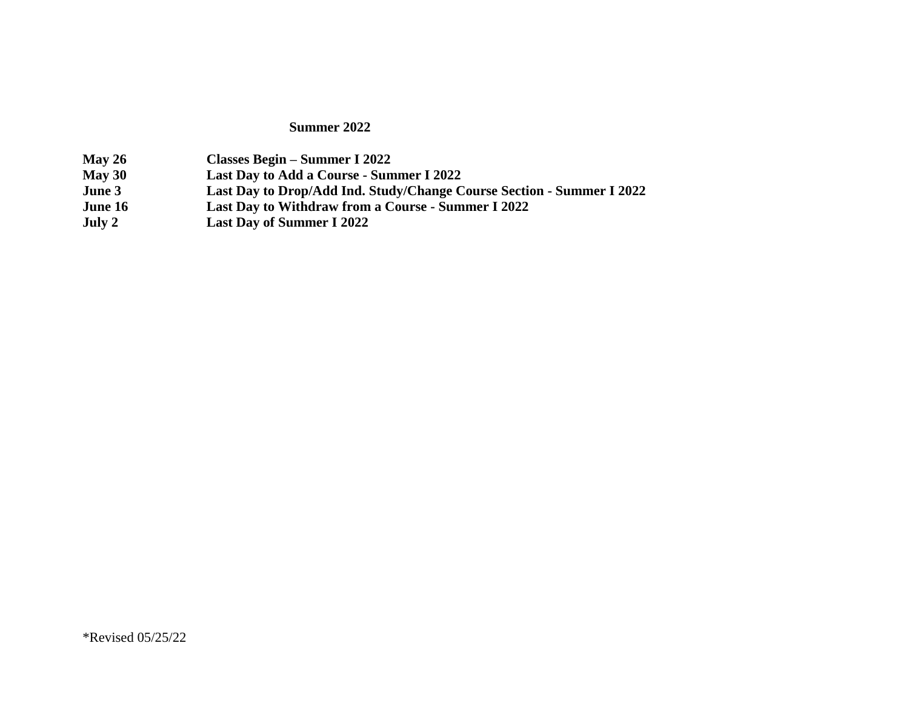**Summer 2022**

| | |
|---|---|
| **May 26** | **Classes Begin – Summer I 2022** |
| **May 30** | **Last Day to Add a Course - Summer I 2022** |
| **June 3** | **Last Day to Drop/Add Ind. Study/Change Course Section - Summer I 2022** |
| **June 16** | **Last Day to Withdraw from a Course - Summer I 2022** |
| **July 2** | **Last Day of Summer I 2022** |

*Revised 05/25/22